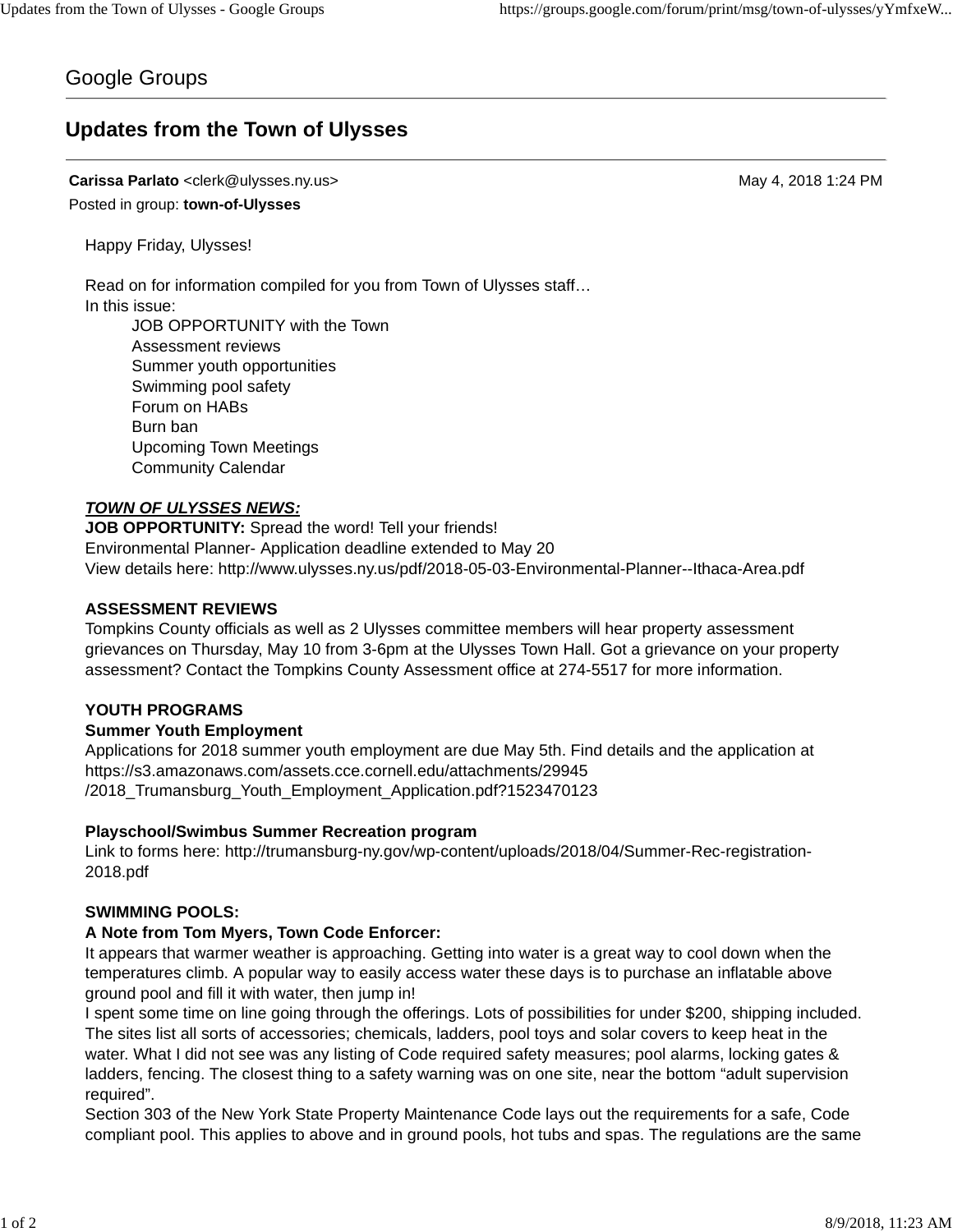Google Groups

# Updates from the Town of Ulysses

**Carissa Parlato** <clerk@ulysses.ny.us> May 4, 2018 1:24 PM

Posted in group: **town-of-Ulysses**

Happy Friday, Ulysses!

Read on for information compiled for you from Town of Ulysses staff…

In this issue:

- JOB OPPORTUNITY with the Town
- Assessment reviews
- Summer youth opportunities
- Swimming pool safety
- Forum on HABs
- Burn ban
- Upcoming Town Meetings
- Community Calendar

***TOWN OF ULYSSES NEWS:***

**JOB OPPORTUNITY:** Spread the word! Tell your friends!

Environmental Planner- Application deadline extended to May 20

View details here: http://www.ulysses.ny.us/pdf/2018-05-03-Environmental-Planner--Ithaca-Area.pdf

**ASSESSMENT REVIEWS**

Tompkins County officials as well as 2 Ulysses committee members will hear property assessment grievances on Thursday, May 10 from 3-6pm at the Ulysses Town Hall. Got a grievance on your property assessment? Contact the Tompkins County Assessment office at 274-5517 for more information.

**YOUTH PROGRAMS**

**Summer Youth Employment**

Applications for 2018 summer youth employment are due May 5th. Find details and the application at https://s3.amazonaws.com/assets.cce.cornell.edu/attachments/29945/2018_Trumansburg_Youth_Employment_Application.pdf?1523470123

**Playschool/Swimbus Summer Recreation program**

Link to forms here: http://trumansburg-ny.gov/wp-content/uploads/2018/04/Summer-Rec-registration-2018.pdf

**SWIMMING POOLS:**

**A Note from Tom Myers, Town Code Enforcer:**

It appears that warmer weather is approaching. Getting into water is a great way to cool down when the temperatures climb. A popular way to easily access water these days is to purchase an inflatable above ground pool and fill it with water, then jump in!

I spent some time on line going through the offerings. Lots of possibilities for under $200, shipping included. The sites list all sorts of accessories; chemicals, ladders, pool toys and solar covers to keep heat in the water. What I did not see was any listing of Code required safety measures; pool alarms, locking gates & ladders, fencing. The closest thing to a safety warning was on one site, near the bottom "adult supervision required".

Section 303 of the New York State Property Maintenance Code lays out the requirements for a safe, Code compliant pool. This applies to above and in ground pools, hot tubs and spas. The regulations are the same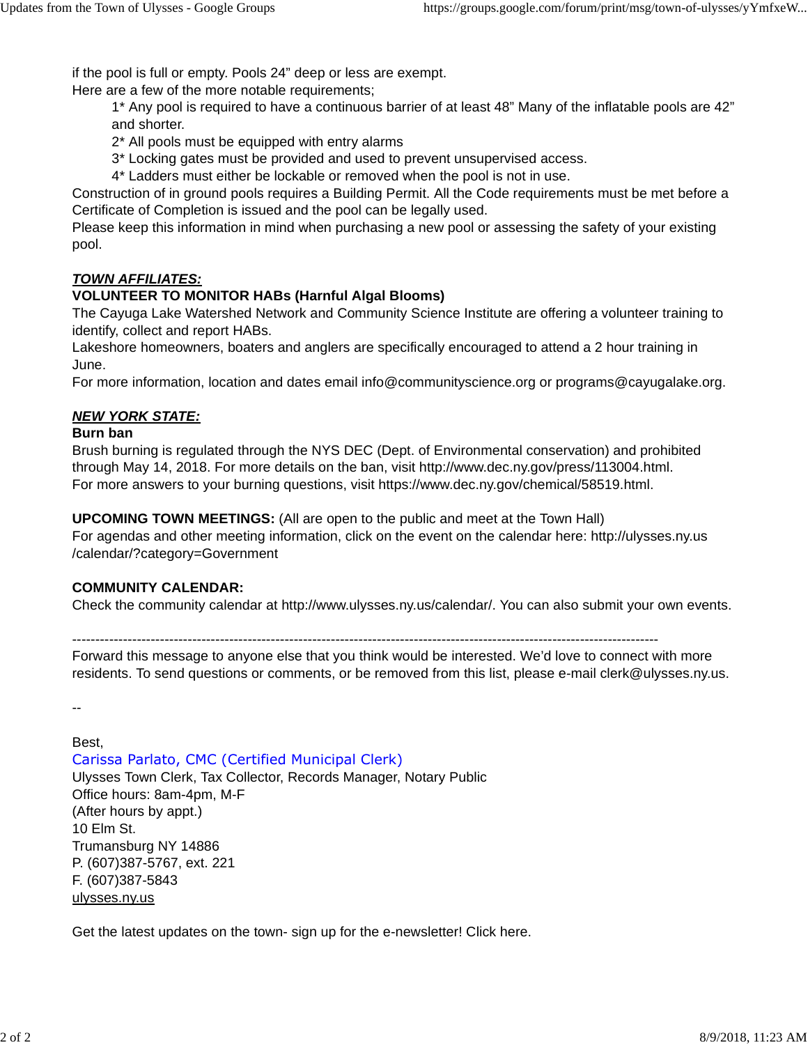if the pool is full or empty. Pools 24" deep or less are exempt.
Here are a few of the more notable requirements;

1* Any pool is required to have a continuous barrier of at least 48" Many of the inflatable pools are 42" and shorter.
2* All pools must be equipped with entry alarms
3* Locking gates must be provided and used to prevent unsupervised access.
4* Ladders must either be lockable or removed when the pool is not in use.

Construction of in ground pools requires a Building Permit. All the Code requirements must be met before a Certificate of Completion is issued and the pool can be legally used.
Please keep this information in mind when purchasing a new pool or assessing the safety of your existing pool.

***TOWN AFFILIATES:***

**VOLUNTEER TO MONITOR HABs (Harnful Algal Blooms)**
The Cayuga Lake Watershed Network and Community Science Institute are offering a volunteer training to identify, collect and report HABs.
Lakeshore homeowners, boaters and anglers are specifically encouraged to attend a 2 hour training in June.
For more information, location and dates email info@communityscience.org or programs@cayugalake.org.

***NEW YORK STATE:***

**Burn ban**
Brush burning is regulated through the NYS DEC (Dept. of Environmental conservation) and prohibited through May 14, 2018. For more details on the ban, visit http://www.dec.ny.gov/press/113004.html.
For more answers to your burning questions, visit https://www.dec.ny.gov/chemical/58519.html.

**UPCOMING TOWN MEETINGS:** (All are open to the public and meet at the Town Hall)
For agendas and other meeting information, click on the event on the calendar here: http://ulysses.ny.us/calendar/?category=Government

**COMMUNITY CALENDAR:**
Check the community calendar at http://www.ulysses.ny.us/calendar/. You can also submit your own events.

---

Forward this message to anyone else that you think would be interested. We'd love to connect with more residents. To send questions or comments, or be removed from this list, please e-mail clerk@ulysses.ny.us.

--

Best,
Carissa Parlato, CMC (Certified Municipal Clerk)
Ulysses Town Clerk, Tax Collector, Records Manager, Notary Public
Office hours: 8am-4pm, M-F
(After hours by appt.)
10 Elm St.
Trumansburg NY 14886
P. (607)387-5767, ext. 221
F. (607)387-5843
ulysses.ny.us

Get the latest updates on the town- sign up for the e-newsletter! Click here.